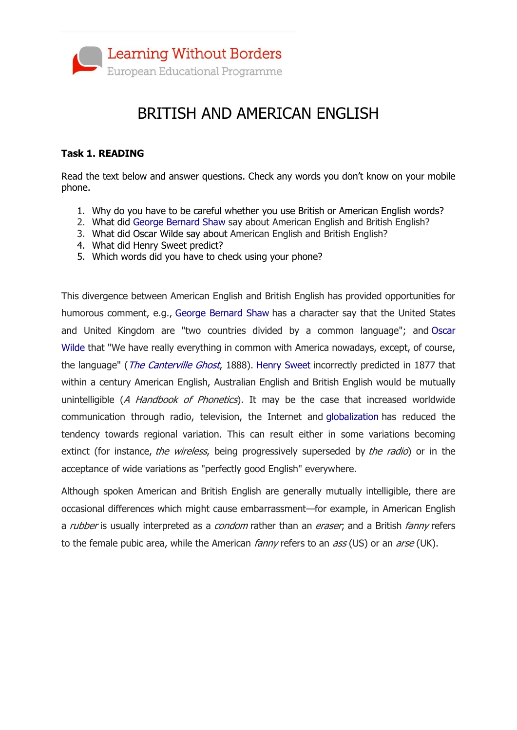Learning Without Borders
European Educational Programme

# BRITISH AND AMERICAN ENGLISH

### Task 1. READING

Read the text below and answer questions. Check any words you don't know on your mobile phone.

1. Why do you have to be careful whether you use British or American English words?
2. What did George Bernard Shaw say about American English and British English?
3. What did Oscar Wilde say about American English and British English?
4. What did Henry Sweet predict?
5. Which words did you have to check using your phone?

This divergence between American English and British English has provided opportunities for humorous comment, e.g., George Bernard Shaw has a character say that the United States and United Kingdom are "two countries divided by a common language"; and Oscar Wilde that "We have really everything in common with America nowadays, except, of course, the language" (*The Canterville Ghost*, 1888). Henry Sweet incorrectly predicted in 1877 that within a century American English, Australian English and British English would be mutually unintelligible (*A Handbook of Phonetics*). It may be the case that increased worldwide communication through radio, television, the Internet and globalization has reduced the tendency towards regional variation. This can result either in some variations becoming extinct (for instance, *the wireless*, being progressively superseded by *the radio*) or in the acceptance of wide variations as "perfectly good English" everywhere.

Although spoken American and British English are generally mutually intelligible, there are occasional differences which might cause embarrassment—for example, in American English a *rubber* is usually interpreted as a *condom* rather than an *eraser*; and a British *fanny* refers to the female pubic area, while the American *fanny* refers to an *ass* (US) or an *arse* (UK).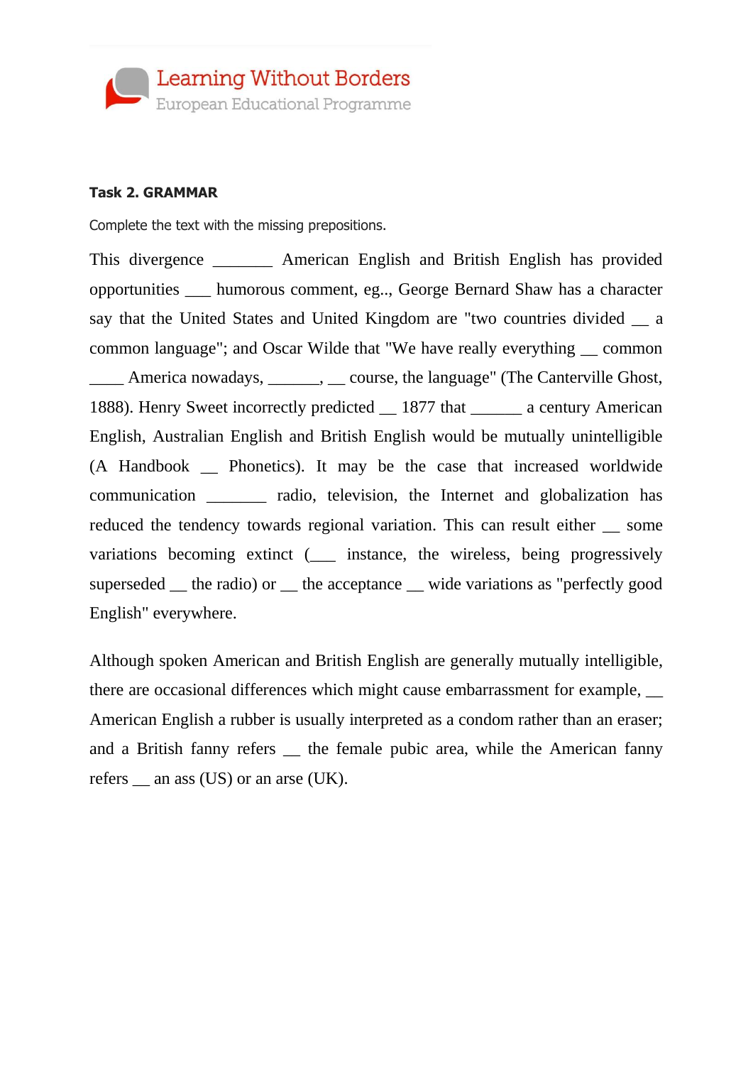Learning Without Borders
European Educational Programme

**Task 2. GRAMMAR**

Complete the text with the missing prepositions.

This divergence _______ American English and British English has provided opportunities ___ humorous comment, eg.., George Bernard Shaw has a character say that the United States and United Kingdom are "two countries divided __ a common language"; and Oscar Wilde that "We have really everything __ common ____ America nowadays, ______, __ course, the language" (The Canterville Ghost, 1888). Henry Sweet incorrectly predicted __ 1877 that ______ a century American English, Australian English and British English would be mutually unintelligible (A Handbook __ Phonetics). It may be the case that increased worldwide communication _______ radio, television, the Internet and globalization has reduced the tendency towards regional variation. This can result either __ some variations becoming extinct (___ instance, the wireless, being progressively superseded __ the radio) or __ the acceptance __ wide variations as "perfectly good English" everywhere.

Although spoken American and British English are generally mutually intelligible, there are occasional differences which might cause embarrassment for example, __ American English a rubber is usually interpreted as a condom rather than an eraser; and a British fanny refers __ the female pubic area, while the American fanny refers __ an ass (US) or an arse (UK).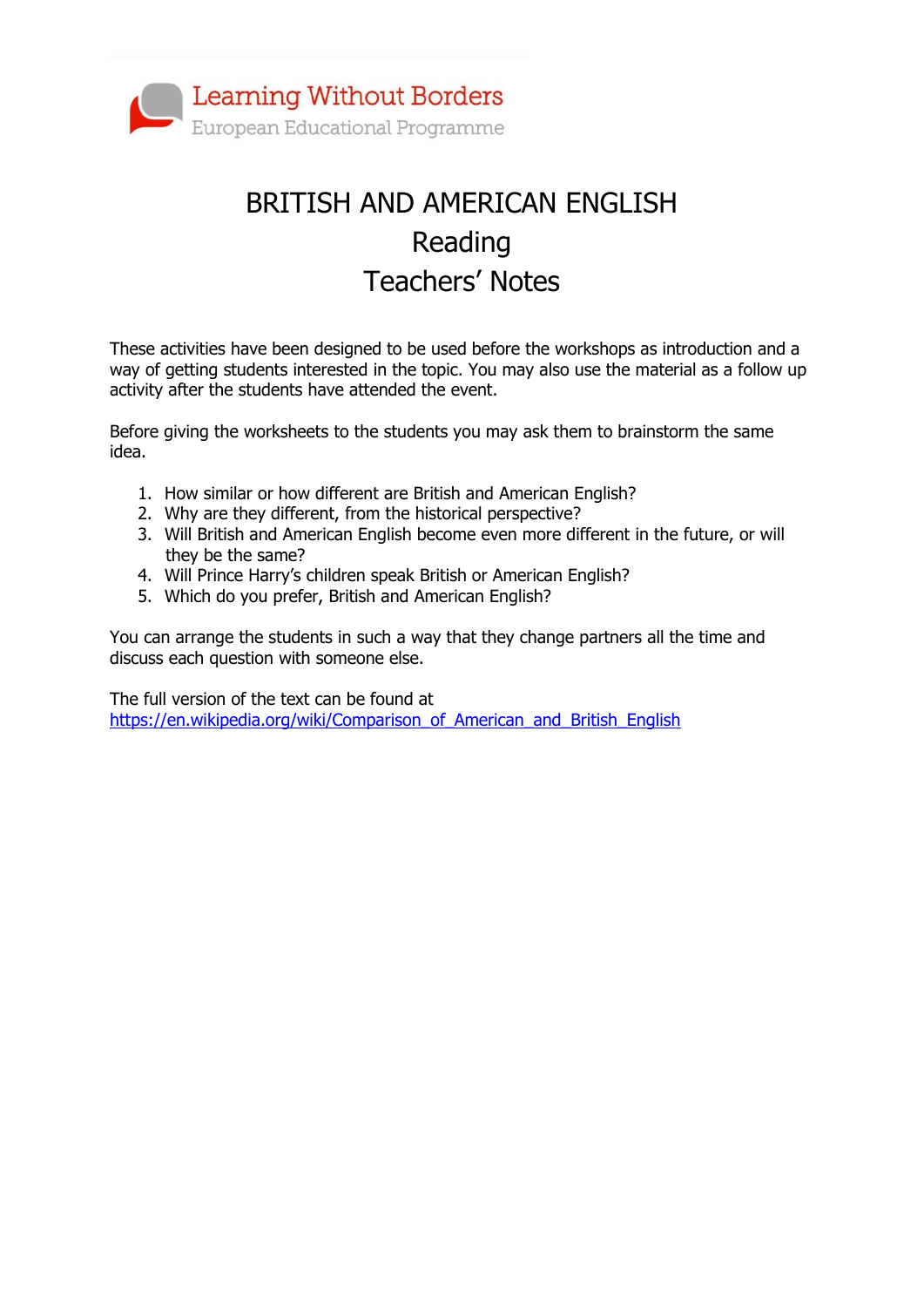Learning Without Borders
European Educational Programme

# BRITISH AND AMERICAN ENGLISH
# Reading
# Teachers' Notes

These activities have been designed to be used before the workshops as introduction and a way of getting students interested in the topic. You may also use the material as a follow up activity after the students have attended the event.

Before giving the worksheets to the students you may ask them to brainstorm the same idea.

1. How similar or how different are British and American English?
2. Why are they different, from the historical perspective?
3. Will British and American English become even more different in the future, or will they be the same?
4. Will Prince Harry's children speak British or American English?
5. Which do you prefer, British and American English?

You can arrange the students in such a way that they change partners all the time and discuss each question with someone else.

The full version of the text can be found at
https://en.wikipedia.org/wiki/Comparison_of_American_and_British_English